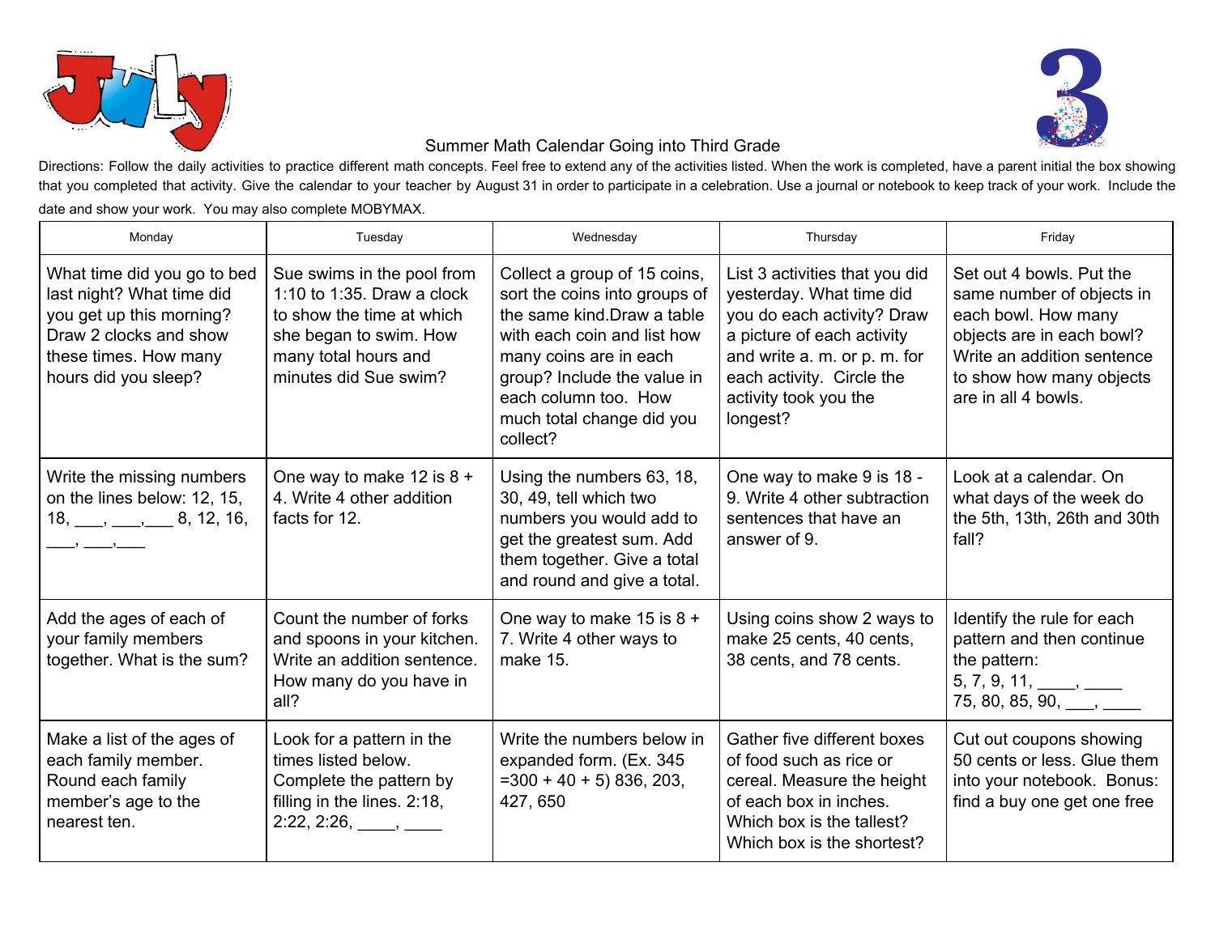# July 3

## Summer Math Calendar Going into Third Grade

Directions: Follow the daily activities to practice different math concepts. Feel free to extend any of the activities listed. When the work is completed, have a parent initial the box showing that you completed that activity. Give the calendar to your teacher by August 31 in order to participate in a celebration. Use a journal or notebook to keep track of your work. Include the date and show your work. You may also complete MOBYMAX.

| Monday | Tuesday | Wednesday | Thursday | Friday |
|---|---|---|---|---|
| What time did you go to bed last night? What time did you get up this morning? Draw 2 clocks and show these times. How many hours did you sleep? | Sue swims in the pool from 1:10 to 1:35. Draw a clock to show the time at which she began to swim. How many total hours and minutes did Sue swim? | Collect a group of 15 coins, sort the coins into groups of the same kind.Draw a table with each coin and list how many coins are in each group? Include the value in each column too. How much total change did you collect? | List 3 activities that you did yesterday. What time did you do each activity? Draw a picture of each activity and write a. m. or p. m. for each activity. Circle the activity took you the longest? | Set out 4 bowls. Put the same number of objects in each bowl. How many objects are in each bowl? Write an addition sentence to show how many objects are in all 4 bowls. |
| Write the missing numbers on the lines below: 12, 15, 18, ___, ___,___ 8, 12, 16, ___, ___,___ | One way to make 12 is 8 + 4. Write 4 other addition facts for 12. | Using the numbers 63, 18, 30, 49, tell which two numbers you would add to get the greatest sum. Add them together. Give a total and round and give a total. | One way to make 9 is 18 - 9. Write 4 other subtraction sentences that have an answer of 9. | Look at a calendar. On what days of the week do the 5th, 13th, 26th and 30th fall? |
| Add the ages of each of your family members together. What is the sum? | Count the number of forks and spoons in your kitchen. Write an addition sentence. How many do you have in all? | One way to make 15 is 8 + 7. Write 4 other ways to make 15. | Using coins show 2 ways to make 25 cents, 40 cents, 38 cents, and 78 cents. | Identify the rule for each pattern and then continue the pattern:<br>5, 7, 9, 11, ____, ____<br>75, 80, 85, 90, ___, ____ |
| Make a list of the ages of each family member. Round each family member's age to the nearest ten. | Look for a pattern in the times listed below. Complete the pattern by filling in the lines. 2:18, 2:22, 2:26, ____, ____ | Write the numbers below in expanded form. (Ex. 345 =300 + 40 + 5) 836, 203, 427, 650 | Gather five different boxes of food such as rice or cereal. Measure the height of each box in inches. Which box is the tallest? Which box is the shortest? | Cut out coupons showing 50 cents or less. Glue them into your notebook. Bonus: find a buy one get one free |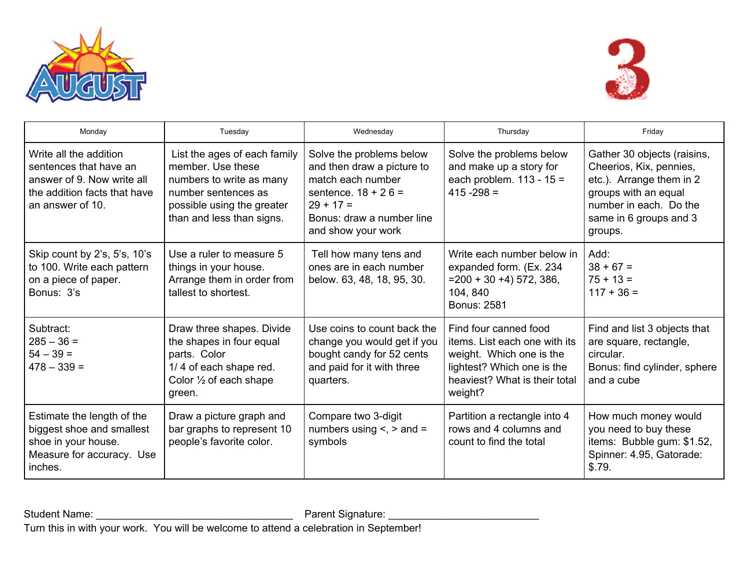# AUGUST

# 3

| Monday | Tuesday | Wednesday | Thursday | Friday |
|---|---|---|---|---|
| Write all the addition sentences that have an answer of 9. Now write all the addition facts that have an answer of 10. | List the ages of each family member. Use these numbers to write as many number sentences as possible using the greater than and less than signs. | Solve the problems below and then draw a picture to match each number sentence. 18 + 2 6 = 29 + 17 = Bonus: draw a number line and show your work | Solve the problems below and make up a story for each problem. 113 - 15 = 415 -298 = | Gather 30 objects (raisins, Cheerios, Kix, pennies, etc.). Arrange them in 2 groups with an equal number in each. Do the same in 6 groups and 3 groups. |
| Skip count by 2's, 5's, 10's to 100. Write each pattern on a piece of paper. Bonus: 3's | Use a ruler to measure 5 things in your house. Arrange them in order from tallest to shortest. | Tell how many tens and ones are in each number below. 63, 48, 18, 95, 30. | Write each number below in expanded form. (Ex. 234 =200 + 30 +4) 572, 386, 104, 840 Bonus: 2581 | Add: 38 + 67 = 75 + 13 = 117 + 36 = |
| Subtract: 285 – 36 = 54 – 39 = 478 – 339 = | Draw three shapes. Divide the shapes in four equal parts. Color 1/ 4 of each shape red. Color ½ of each shape green. | Use coins to count back the change you would get if you bought candy for 52 cents and paid for it with three quarters. | Find four canned food items. List each one with its weight. Which one is the lightest? Which one is the heaviest? What is their total weight? | Find and list 3 objects that are square, rectangle, circular. Bonus: find cylinder, sphere and a cube |
| Estimate the length of the biggest shoe and smallest shoe in your house. Measure for accuracy. Use inches. | Draw a picture graph and bar graphs to represent 10 people's favorite color. | Compare two 3-digit numbers using <, > and = symbols | Partition a rectangle into 4 rows and 4 columns and count to find the total | How much money would you need to buy these items: Bubble gum: $1.52, Spinner: 4.95, Gatorade: $.79. |

Student Name: ___________________________________ Parent Signature: ___________________________

Turn this in with your work. You will be welcome to attend a celebration in September!